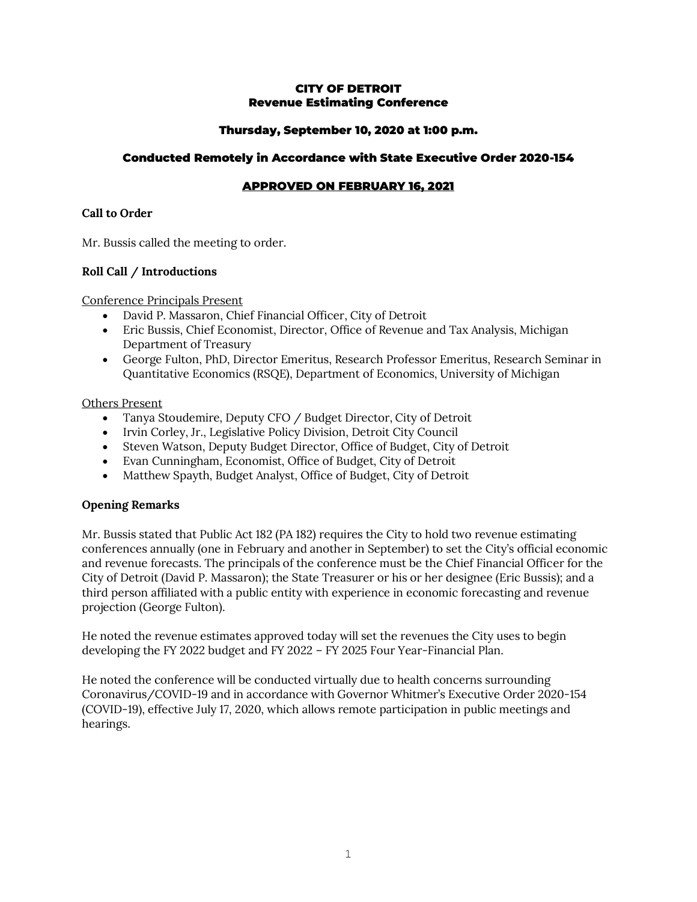# CITY OF DETROIT
## Revenue Estimating Conference

### Thursday, September 10, 2020 at 1:00 p.m.

### Conducted Remotely in Accordance with State Executive Order 2020-154

### APPROVED ON FEBRUARY 16, 2021

**Call to Order**

Mr. Bussis called the meeting to order.

**Roll Call / Introductions**

Conference Principals Present

- David P. Massaron, Chief Financial Officer, City of Detroit
- Eric Bussis, Chief Economist, Director, Office of Revenue and Tax Analysis, Michigan Department of Treasury
- George Fulton, PhD, Director Emeritus, Research Professor Emeritus, Research Seminar in Quantitative Economics (RSQE), Department of Economics, University of Michigan

Others Present

- Tanya Stoudemire, Deputy CFO / Budget Director, City of Detroit
- Irvin Corley, Jr., Legislative Policy Division, Detroit City Council
- Steven Watson, Deputy Budget Director, Office of Budget, City of Detroit
- Evan Cunningham, Economist, Office of Budget, City of Detroit
- Matthew Spayth, Budget Analyst, Office of Budget, City of Detroit

**Opening Remarks**

Mr. Bussis stated that Public Act 182 (PA 182) requires the City to hold two revenue estimating conferences annually (one in February and another in September) to set the City's official economic and revenue forecasts. The principals of the conference must be the Chief Financial Officer for the City of Detroit (David P. Massaron); the State Treasurer or his or her designee (Eric Bussis); and a third person affiliated with a public entity with experience in economic forecasting and revenue projection (George Fulton).

He noted the revenue estimates approved today will set the revenues the City uses to begin developing the FY 2022 budget and FY 2022 – FY 2025 Four Year-Financial Plan.

He noted the conference will be conducted virtually due to health concerns surrounding Coronavirus/COVID-19 and in accordance with Governor Whitmer's Executive Order 2020-154 (COVID-19), effective July 17, 2020, which allows remote participation in public meetings and hearings.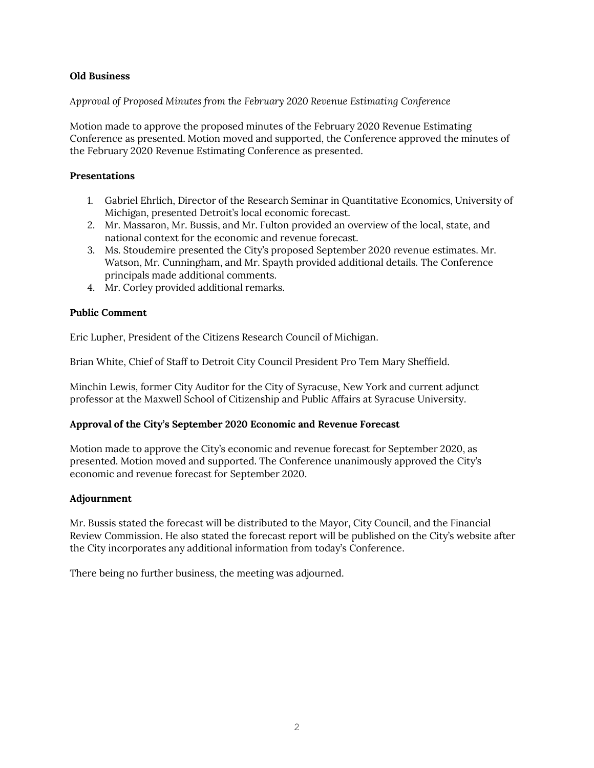**Old Business**

*Approval of Proposed Minutes from the February 2020 Revenue Estimating Conference*

Motion made to approve the proposed minutes of the February 2020 Revenue Estimating Conference as presented. Motion moved and supported, the Conference approved the minutes of the February 2020 Revenue Estimating Conference as presented.

**Presentations**

1. Gabriel Ehrlich, Director of the Research Seminar in Quantitative Economics, University of Michigan, presented Detroit's local economic forecast.
2. Mr. Massaron, Mr. Bussis, and Mr. Fulton provided an overview of the local, state, and national context for the economic and revenue forecast.
3. Ms. Stoudemire presented the City's proposed September 2020 revenue estimates. Mr. Watson, Mr. Cunningham, and Mr. Spayth provided additional details. The Conference principals made additional comments.
4. Mr. Corley provided additional remarks.

**Public Comment**

Eric Lupher, President of the Citizens Research Council of Michigan.

Brian White, Chief of Staff to Detroit City Council President Pro Tem Mary Sheffield.

Minchin Lewis, former City Auditor for the City of Syracuse, New York and current adjunct professor at the Maxwell School of Citizenship and Public Affairs at Syracuse University.

**Approval of the City's September 2020 Economic and Revenue Forecast**

Motion made to approve the City's economic and revenue forecast for September 2020, as presented. Motion moved and supported. The Conference unanimously approved the City's economic and revenue forecast for September 2020.

**Adjournment**

Mr. Bussis stated the forecast will be distributed to the Mayor, City Council, and the Financial Review Commission. He also stated the forecast report will be published on the City's website after the City incorporates any additional information from today's Conference.

There being no further business, the meeting was adjourned.